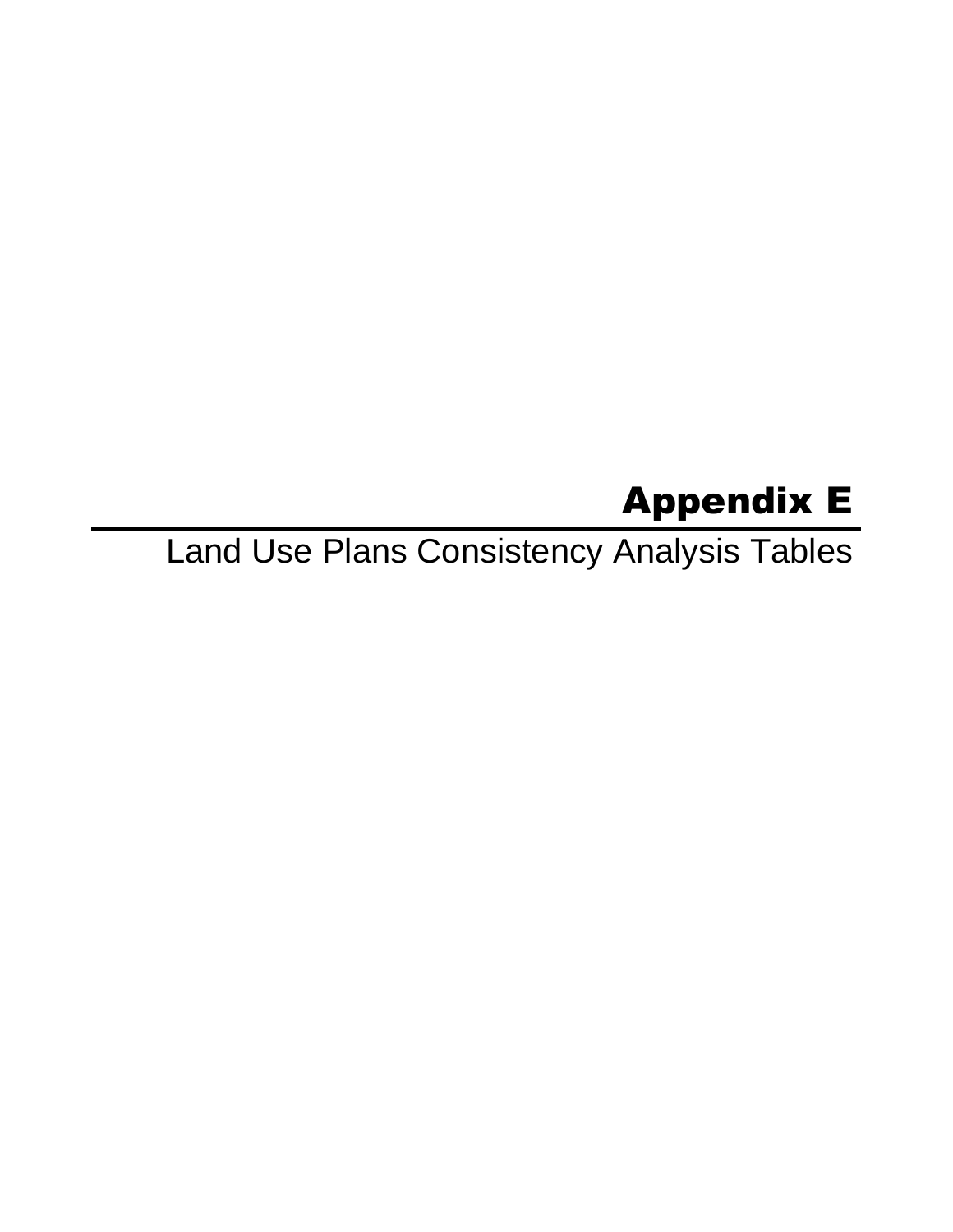# Appendix E

## Land Use Plans Consistency Analysis Tables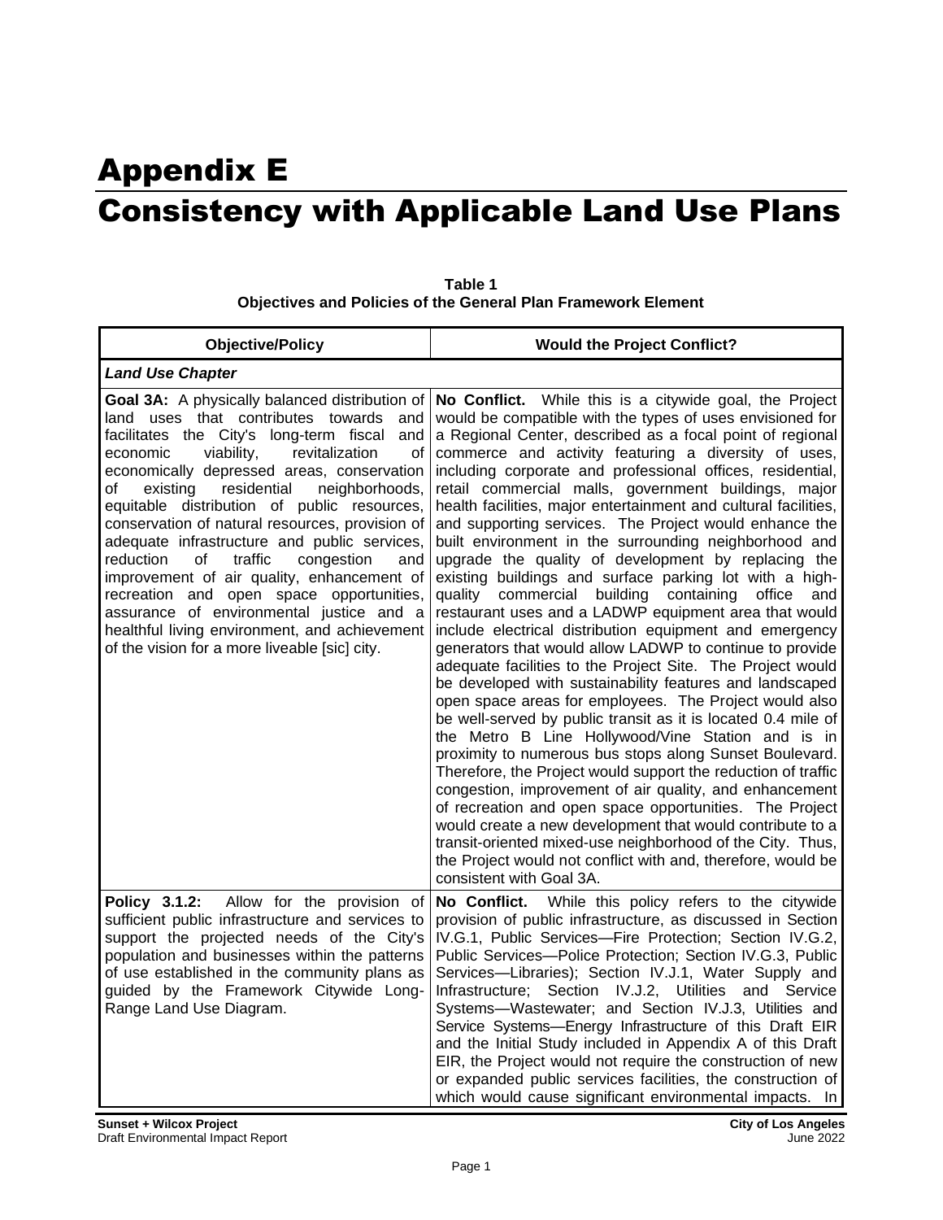# Appendix E
# Consistency with Applicable Land Use Plans

**Table 1**
**Objectives and Policies of the General Plan Framework Element**

| Objective/Policy | Would the Project Conflict? |
|---|---|
| ***Land Use Chapter*** | |
| **Goal 3A:** A physically balanced distribution of land uses that contributes towards and facilitates the City's long-term fiscal and economic viability, revitalization of economically depressed areas, conservation of existing residential neighborhoods, equitable distribution of public resources, conservation of natural resources, provision of adequate infrastructure and public services, reduction of traffic congestion and improvement of air quality, enhancement of recreation and open space opportunities, assurance of environmental justice and a healthful living environment, and achievement of the vision for a more liveable [sic] city. | **No Conflict.** While this is a citywide goal, the Project would be compatible with the types of uses envisioned for a Regional Center, described as a focal point of regional commerce and activity featuring a diversity of uses, including corporate and professional offices, residential, retail commercial malls, government buildings, major health facilities, major entertainment and cultural facilities, and supporting services. The Project would enhance the built environment in the surrounding neighborhood and upgrade the quality of development by replacing the existing buildings and surface parking lot with a high-quality commercial building containing office and restaurant uses and a LADWP equipment area that would include electrical distribution equipment and emergency generators that would allow LADWP to continue to provide adequate facilities to the Project Site. The Project would be developed with sustainability features and landscaped open space areas for employees. The Project would also be well-served by public transit as it is located 0.4 mile of the Metro B Line Hollywood/Vine Station and is in proximity to numerous bus stops along Sunset Boulevard. Therefore, the Project would support the reduction of traffic congestion, improvement of air quality, and enhancement of recreation and open space opportunities. The Project would create a new development that would contribute to a transit-oriented mixed-use neighborhood of the City. Thus, the Project would not conflict with and, therefore, would be consistent with Goal 3A. |
| **Policy 3.1.2:** Allow for the provision of sufficient public infrastructure and services to support the projected needs of the City's population and businesses within the patterns of use established in the community plans as guided by the Framework Citywide Long-Range Land Use Diagram. | **No Conflict.** While this policy refers to the citywide provision of public infrastructure, as discussed in Section IV.G.1, Public Services—Fire Protection; Section IV.G.2, Public Services—Police Protection; Section IV.G.3, Public Services—Libraries); Section IV.J.1, Water Supply and Infrastructure; Section IV.J.2, Utilities and Service Systems—Wastewater; and Section IV.J.3, Utilities and Service Systems—Energy Infrastructure of this Draft EIR and the Initial Study included in Appendix A of this Draft EIR, the Project would not require the construction of new or expanded public services facilities, the construction of which would cause significant environmental impacts. In |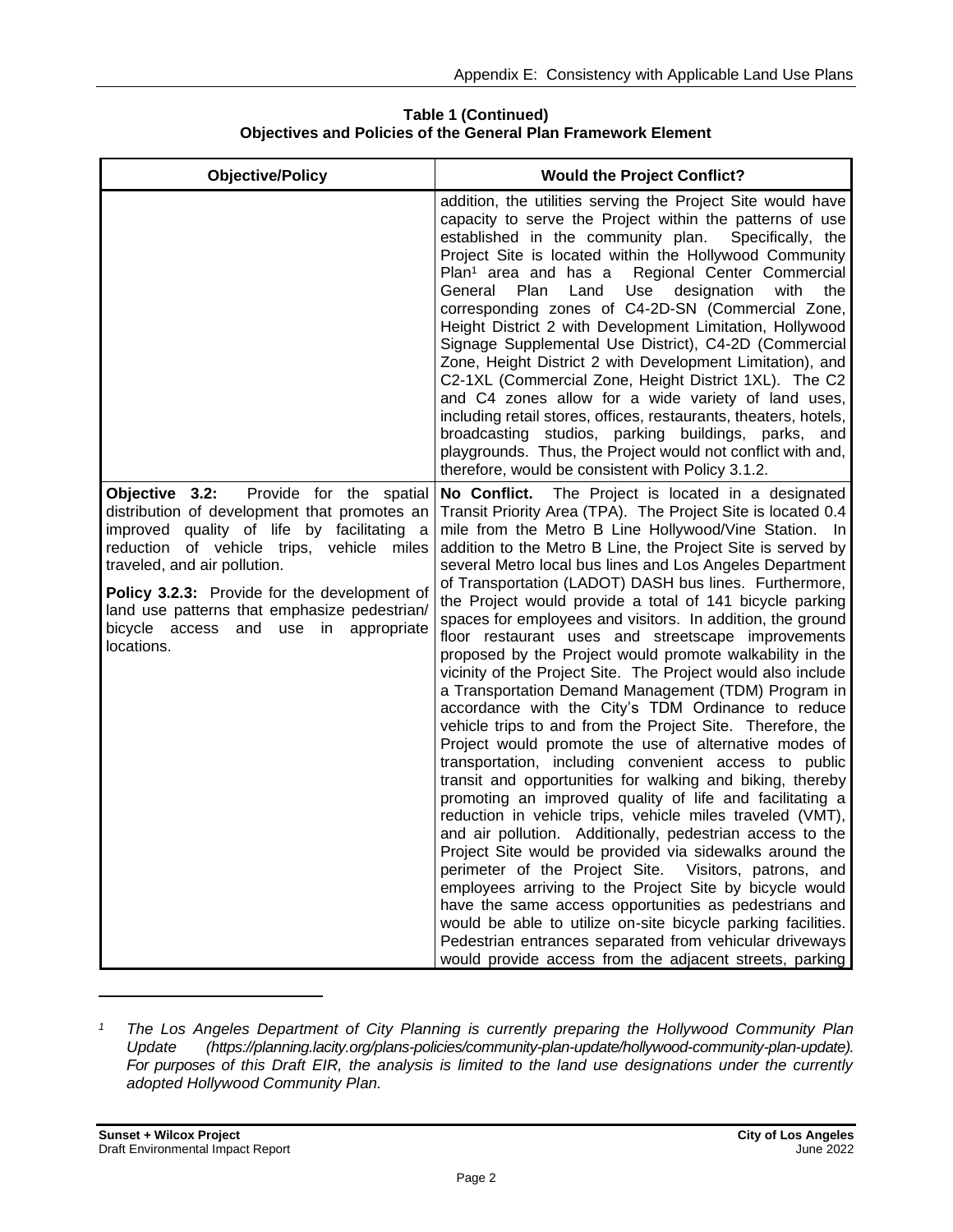**Table 1 (Continued)**
**Objectives and Policies of the General Plan Framework Element**

| Objective/Policy | Would the Project Conflict? |
|---|---|
| | addition, the utilities serving the Project Site would have capacity to serve the Project within the patterns of use established in the community plan. Specifically, the Project Site is located within the Hollywood Community Plan[1] area and has a Regional Center Commercial General Plan Land Use designation with the corresponding zones of C4-2D-SN (Commercial Zone, Height District 2 with Development Limitation, Hollywood Signage Supplemental Use District), C4-2D (Commercial Zone, Height District 2 with Development Limitation), and C2-1XL (Commercial Zone, Height District 1XL). The C2 and C4 zones allow for a wide variety of land uses, including retail stores, offices, restaurants, theaters, hotels, broadcasting studios, parking buildings, parks, and playgrounds. Thus, the Project would not conflict with and, therefore, would be consistent with Policy 3.1.2. |
| **Objective 3.2:** Provide for the spatial distribution of development that promotes an improved quality of life by facilitating a reduction of vehicle trips, vehicle miles traveled, and air pollution.<br><br>**Policy 3.2.3:** Provide for the development of land use patterns that emphasize pedestrian/ bicycle access and use in appropriate locations. | **No Conflict.** The Project is located in a designated Transit Priority Area (TPA). The Project Site is located 0.4 mile from the Metro B Line Hollywood/Vine Station. In addition to the Metro B Line, the Project Site is served by several Metro local bus lines and Los Angeles Department of Transportation (LADOT) DASH bus lines. Furthermore, the Project would provide a total of 141 bicycle parking spaces for employees and visitors. In addition, the ground floor restaurant uses and streetscape improvements proposed by the Project would promote walkability in the vicinity of the Project Site. The Project would also include a Transportation Demand Management (TDM) Program in accordance with the City's TDM Ordinance to reduce vehicle trips to and from the Project Site. Therefore, the Project would promote the use of alternative modes of transportation, including convenient access to public transit and opportunities for walking and biking, thereby promoting an improved quality of life and facilitating a reduction in vehicle trips, vehicle miles traveled (VMT), and air pollution. Additionally, pedestrian access to the Project Site would be provided via sidewalks around the perimeter of the Project Site. Visitors, patrons, and employees arriving to the Project Site by bicycle would have the same access opportunities as pedestrians and would be able to utilize on-site bicycle parking facilities. Pedestrian entrances separated from vehicular driveways would provide access from the adjacent streets, parking |

[1] *The Los Angeles Department of City Planning is currently preparing the Hollywood Community Plan Update (https://planning.lacity.org/plans-policies/community-plan-update/hollywood-community-plan-update). For purposes of this Draft EIR, the analysis is limited to the land use designations under the currently adopted Hollywood Community Plan.*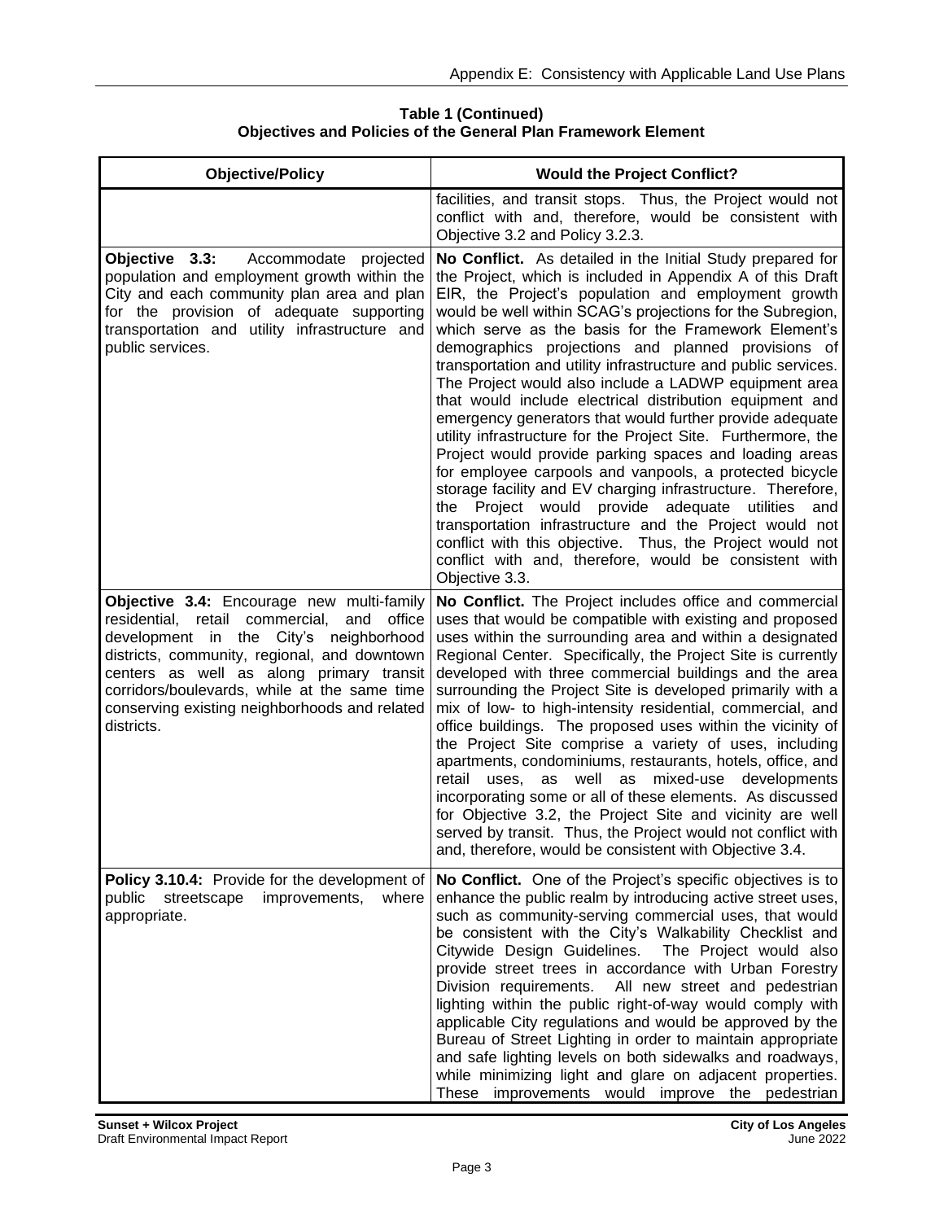**Table 1 (Continued)**
**Objectives and Policies of the General Plan Framework Element**

| Objective/Policy | Would the Project Conflict? |
|---|---|
| | facilities, and transit stops. Thus, the Project would not conflict with and, therefore, would be consistent with Objective 3.2 and Policy 3.2.3. |
| **Objective 3.3:** Accommodate projected population and employment growth within the City and each community plan area and plan for the provision of adequate supporting transportation and utility infrastructure and public services. | **No Conflict.** As detailed in the Initial Study prepared for the Project, which is included in Appendix A of this Draft EIR, the Project's population and employment growth would be well within SCAG's projections for the Subregion, which serve as the basis for the Framework Element's demographics projections and planned provisions of transportation and utility infrastructure and public services. The Project would also include a LADWP equipment area that would include electrical distribution equipment and emergency generators that would further provide adequate utility infrastructure for the Project Site. Furthermore, the Project would provide parking spaces and loading areas for employee carpools and vanpools, a protected bicycle storage facility and EV charging infrastructure. Therefore, the Project would provide adequate utilities and transportation infrastructure and the Project would not conflict with this objective. Thus, the Project would not conflict with and, therefore, would be consistent with Objective 3.3. |
| **Objective 3.4:** Encourage new multi-family residential, retail commercial, and office development in the City's neighborhood districts, community, regional, and downtown centers as well as along primary transit corridors/boulevards, while at the same time conserving existing neighborhoods and related districts. | **No Conflict.** The Project includes office and commercial uses that would be compatible with existing and proposed uses within the surrounding area and within a designated Regional Center. Specifically, the Project Site is currently developed with three commercial buildings and the area surrounding the Project Site is developed primarily with a mix of low- to high-intensity residential, commercial, and office buildings. The proposed uses within the vicinity of the Project Site comprise a variety of uses, including apartments, condominiums, restaurants, hotels, office, and retail uses, as well as mixed-use developments incorporating some or all of these elements. As discussed for Objective 3.2, the Project Site and vicinity are well served by transit. Thus, the Project would not conflict with and, therefore, would be consistent with Objective 3.4. |
| **Policy 3.10.4:** Provide for the development of public streetscape improvements, where appropriate. | **No Conflict.** One of the Project's specific objectives is to enhance the public realm by introducing active street uses, such as community-serving commercial uses, that would be consistent with the City's Walkability Checklist and Citywide Design Guidelines. The Project would also provide street trees in accordance with Urban Forestry Division requirements. All new street and pedestrian lighting within the public right-of-way would comply with applicable City regulations and would be approved by the Bureau of Street Lighting in order to maintain appropriate and safe lighting levels on both sidewalks and roadways, while minimizing light and glare on adjacent properties. These improvements would improve the pedestrian |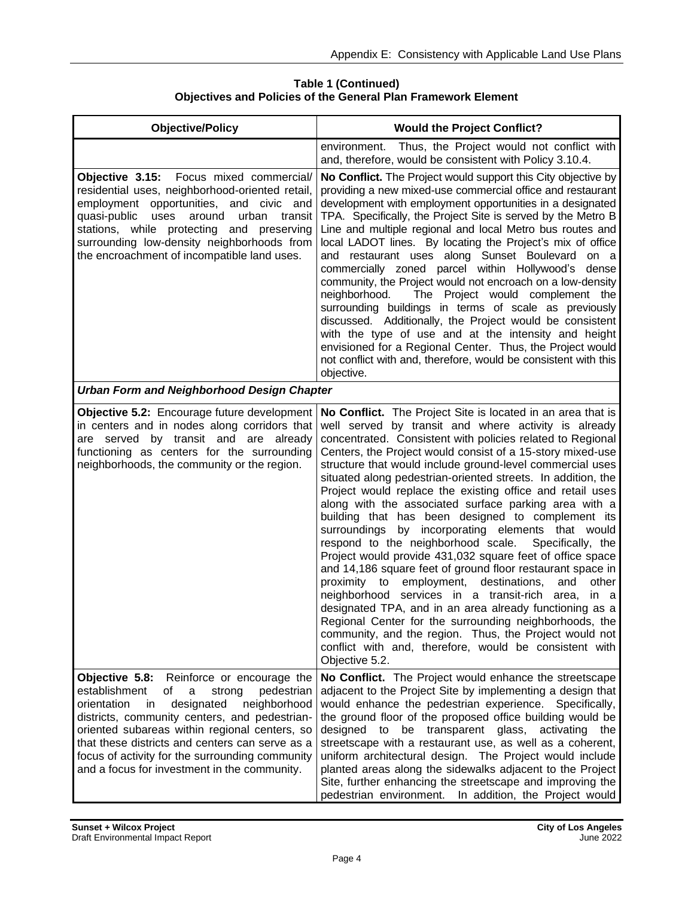**Table 1 (Continued)**
**Objectives and Policies of the General Plan Framework Element**

| Objective/Policy | Would the Project Conflict? |
|---|---|
| | environment. Thus, the Project would not conflict with and, therefore, would be consistent with Policy 3.10.4. |
| **Objective 3.15:** Focus mixed commercial/ residential uses, neighborhood-oriented retail, employment opportunities, and civic and quasi-public uses around urban transit stations, while protecting and preserving surrounding low-density neighborhoods from the encroachment of incompatible land uses. | **No Conflict.** The Project would support this City objective by providing a new mixed-use commercial office and restaurant development with employment opportunities in a designated TPA. Specifically, the Project Site is served by the Metro B Line and multiple regional and local Metro bus routes and local LADOT lines. By locating the Project's mix of office and restaurant uses along Sunset Boulevard on a commercially zoned parcel within Hollywood's dense community, the Project would not encroach on a low-density neighborhood. The Project would complement the surrounding buildings in terms of scale as previously discussed. Additionally, the Project would be consistent with the type of use and at the intensity and height envisioned for a Regional Center. Thus, the Project would not conflict with and, therefore, would be consistent with this objective. |
| ***Urban Form and Neighborhood Design Chapter*** | |
| **Objective 5.2:** Encourage future development in centers and in nodes along corridors that are served by transit and are already functioning as centers for the surrounding neighborhoods, the community or the region. | **No Conflict.** The Project Site is located in an area that is well served by transit and where activity is already concentrated. Consistent with policies related to Regional Centers, the Project would consist of a 15-story mixed-use structure that would include ground-level commercial uses situated along pedestrian-oriented streets. In addition, the Project would replace the existing office and retail uses along with the associated surface parking area with a building that has been designed to complement its surroundings by incorporating elements that would respond to the neighborhood scale. Specifically, the Project would provide 431,032 square feet of office space and 14,186 square feet of ground floor restaurant space in proximity to employment, destinations, and other neighborhood services in a transit-rich area, in a designated TPA, and in an area already functioning as a Regional Center for the surrounding neighborhoods, the community, and the region. Thus, the Project would not conflict with and, therefore, would be consistent with Objective 5.2. |
| **Objective 5.8:** Reinforce or encourage the establishment of a strong pedestrian orientation in designated neighborhood districts, community centers, and pedestrian-oriented subareas within regional centers, so that these districts and centers can serve as a focus of activity for the surrounding community and a focus for investment in the community. | **No Conflict.** The Project would enhance the streetscape adjacent to the Project Site by implementing a design that would enhance the pedestrian experience. Specifically, the ground floor of the proposed office building would be designed to be transparent glass, activating the streetscape with a restaurant use, as well as a coherent, uniform architectural design. The Project would include planted areas along the sidewalks adjacent to the Project Site, further enhancing the streetscape and improving the pedestrian environment. In addition, the Project would |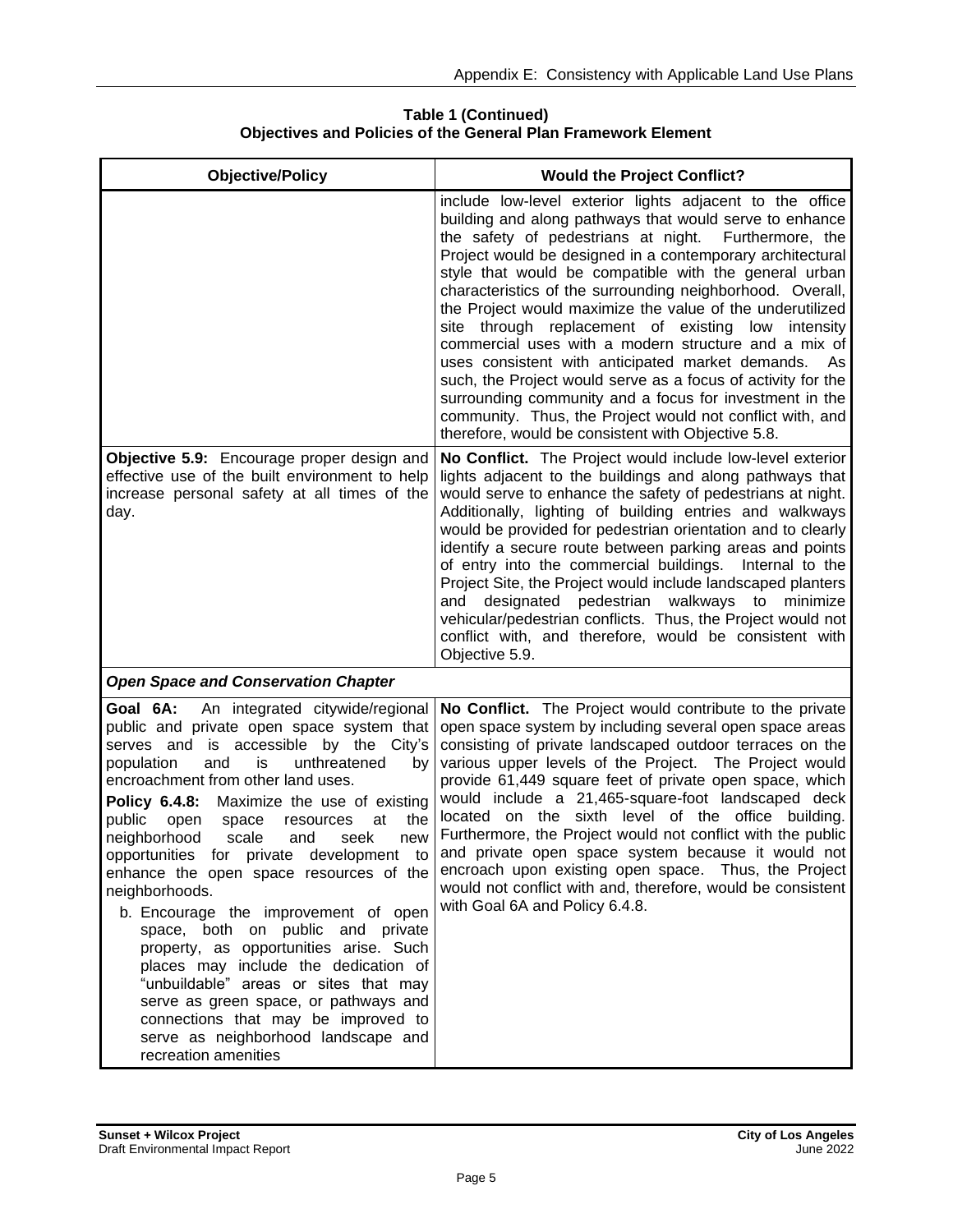**Table 1 (Continued)**
**Objectives and Policies of the General Plan Framework Element**

| Objective/Policy | Would the Project Conflict? |
|---|---|
| | include low-level exterior lights adjacent to the office building and along pathways that would serve to enhance the safety of pedestrians at night. Furthermore, the Project would be designed in a contemporary architectural style that would be compatible with the general urban characteristics of the surrounding neighborhood. Overall, the Project would maximize the value of the underutilized site through replacement of existing low intensity commercial uses with a modern structure and a mix of uses consistent with anticipated market demands. As such, the Project would serve as a focus of activity for the surrounding community and a focus for investment in the community. Thus, the Project would not conflict with, and therefore, would be consistent with Objective 5.8. |
| **Objective 5.9:** Encourage proper design and effective use of the built environment to help increase personal safety at all times of the day. | **No Conflict.** The Project would include low-level exterior lights adjacent to the buildings and along pathways that would serve to enhance the safety of pedestrians at night. Additionally, lighting of building entries and walkways would be provided for pedestrian orientation and to clearly identify a secure route between parking areas and points of entry into the commercial buildings. Internal to the Project Site, the Project would include landscaped planters and designated pedestrian walkways to minimize vehicular/pedestrian conflicts. Thus, the Project would not conflict with, and therefore, would be consistent with Objective 5.9. |
| ***Open Space and Conservation Chapter*** | |
| **Goal 6A:** An integrated citywide/regional public and private open space system that serves and is accessible by the City's population and is unthreatened by encroachment from other land uses.<br><br>**Policy 6.4.8:** Maximize the use of existing public open space resources at the neighborhood scale and seek new opportunities for private development to enhance the open space resources of the neighborhoods.<br><br>b. Encourage the improvement of open space, both on public and private property, as opportunities arise. Such places may include the dedication of "unbuildable" areas or sites that may serve as green space, or pathways and connections that may be improved to serve as neighborhood landscape and recreation amenities | **No Conflict.** The Project would contribute to the private open space system by including several open space areas consisting of private landscaped outdoor terraces on the various upper levels of the Project. The Project would provide 61,449 square feet of private open space, which would include a 21,465-square-foot landscaped deck located on the sixth level of the office building. Furthermore, the Project would not conflict with the public and private open space system because it would not encroach upon existing open space. Thus, the Project would not conflict with and, therefore, would be consistent with Goal 6A and Policy 6.4.8. |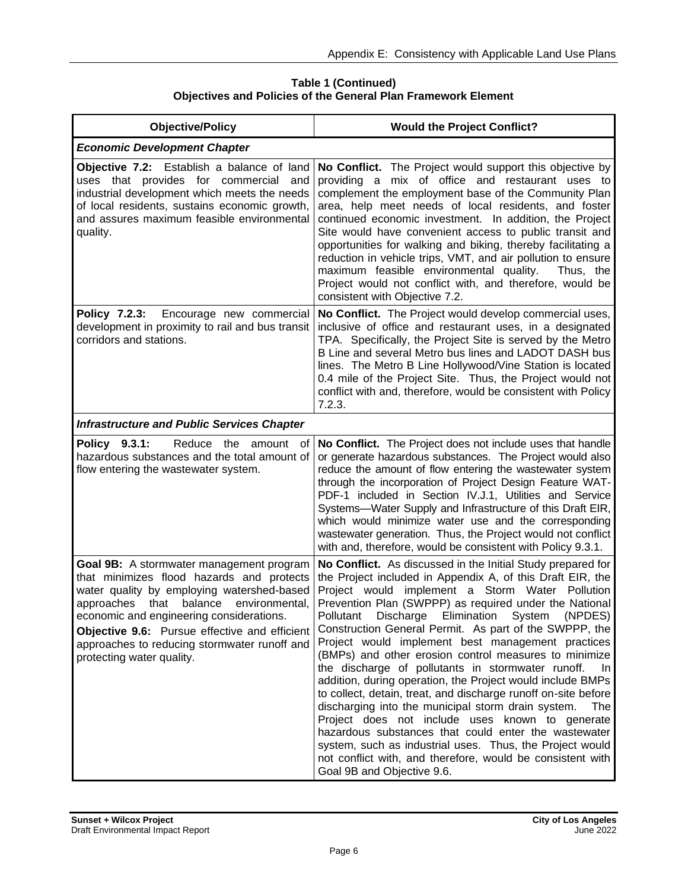**Table 1 (Continued)**
**Objectives and Policies of the General Plan Framework Element**

| Objective/Policy | Would the Project Conflict? |
| --- | --- |
| ***Economic Development Chapter*** | |
| **Objective 7.2:** Establish a balance of land uses that provides for commercial and industrial development which meets the needs of local residents, sustains economic growth, and assures maximum feasible environmental quality. | **No Conflict.** The Project would support this objective by providing a mix of office and restaurant uses to complement the employment base of the Community Plan area, help meet needs of local residents, and foster continued economic investment. In addition, the Project Site would have convenient access to public transit and opportunities for walking and biking, thereby facilitating a reduction in vehicle trips, VMT, and air pollution to ensure maximum feasible environmental quality. Thus, the Project would not conflict with, and therefore, would be consistent with Objective 7.2. |
| **Policy 7.2.3:** Encourage new commercial development in proximity to rail and bus transit corridors and stations. | **No Conflict.** The Project would develop commercial uses, inclusive of office and restaurant uses, in a designated TPA. Specifically, the Project Site is served by the Metro B Line and several Metro bus lines and LADOT DASH bus lines. The Metro B Line Hollywood/Vine Station is located 0.4 mile of the Project Site. Thus, the Project would not conflict with and, therefore, would be consistent with Policy 7.2.3. |
| ***Infrastructure and Public Services Chapter*** | |
| **Policy 9.3.1:** Reduce the amount of hazardous substances and the total amount of flow entering the wastewater system. | **No Conflict.** The Project does not include uses that handle or generate hazardous substances. The Project would also reduce the amount of flow entering the wastewater system through the incorporation of Project Design Feature WAT-PDF-1 included in Section IV.J.1, Utilities and Service Systems—Water Supply and Infrastructure of this Draft EIR, which would minimize water use and the corresponding wastewater generation. Thus, the Project would not conflict with and, therefore, would be consistent with Policy 9.3.1. |
| **Goal 9B:** A stormwater management program that minimizes flood hazards and protects water quality by employing watershed-based approaches that balance environmental, economic and engineering considerations.<br>**Objective 9.6:** Pursue effective and efficient approaches to reducing stormwater runoff and protecting water quality. | **No Conflict.** As discussed in the Initial Study prepared for the Project included in Appendix A, of this Draft EIR, the Project would implement a Storm Water Pollution Prevention Plan (SWPPP) as required under the National Pollutant Discharge Elimination System (NPDES) Construction General Permit. As part of the SWPPP, the Project would implement best management practices (BMPs) and other erosion control measures to minimize the discharge of pollutants in stormwater runoff. In addition, during operation, the Project would include BMPs to collect, detain, treat, and discharge runoff on-site before discharging into the municipal storm drain system. The Project does not include uses known to generate hazardous substances that could enter the wastewater system, such as industrial uses. Thus, the Project would not conflict with, and therefore, would be consistent with Goal 9B and Objective 9.6. |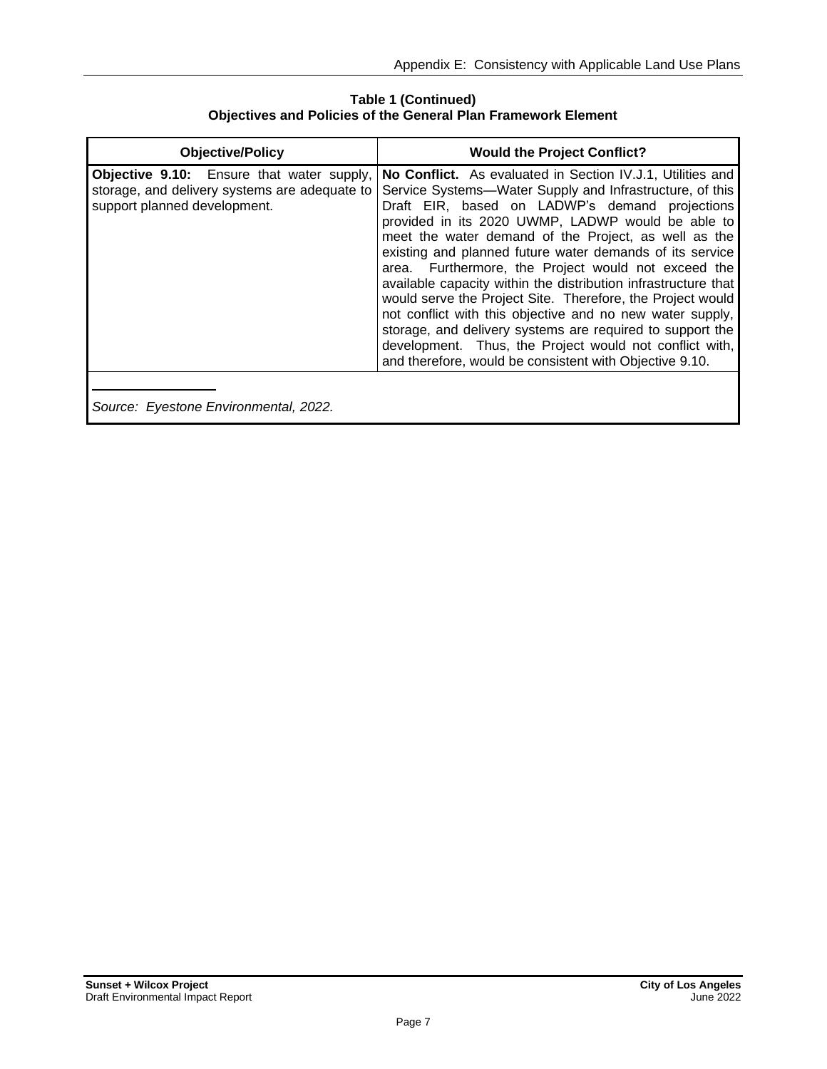**Table 1 (Continued)**
**Objectives and Policies of the General Plan Framework Element**

| Objective/Policy | Would the Project Conflict? |
|---|---|
| **Objective 9.10:** Ensure that water supply, storage, and delivery systems are adequate to support planned development. | **No Conflict.** As evaluated in Section IV.J.1, Utilities and Service Systems—Water Supply and Infrastructure, of this Draft EIR, based on LADWP's demand projections provided in its 2020 UWMP, LADWP would be able to meet the water demand of the Project, as well as the existing and planned future water demands of its service area. Furthermore, the Project would not exceed the available capacity within the distribution infrastructure that would serve the Project Site. Therefore, the Project would not conflict with this objective and no new water supply, storage, and delivery systems are required to support the development. Thus, the Project would not conflict with, and therefore, would be consistent with Objective 9.10. |

*Source: Eyestone Environmental, 2022.*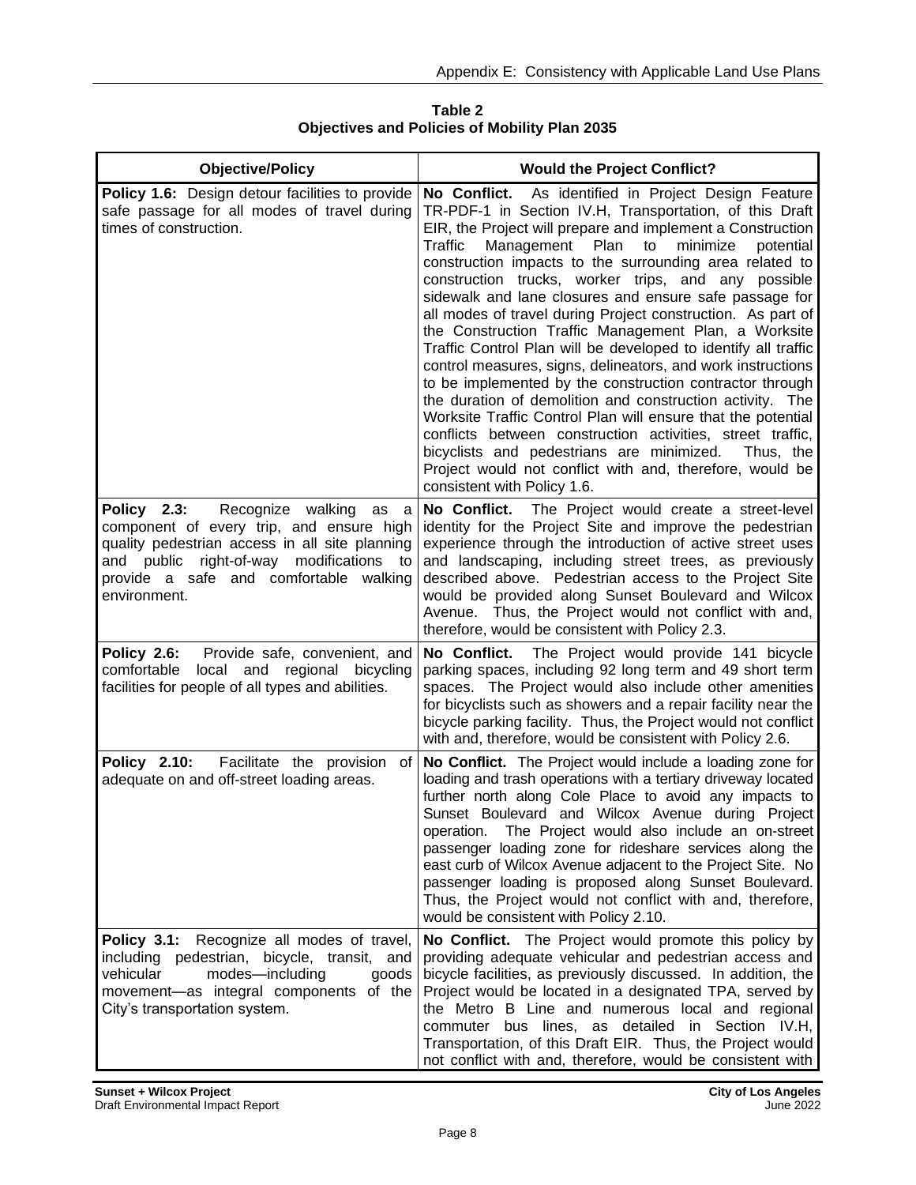**Table 2**
**Objectives and Policies of Mobility Plan 2035**

| Objective/Policy | Would the Project Conflict? |
|---|---|
| **Policy 1.6:** Design detour facilities to provide safe passage for all modes of travel during times of construction. | **No Conflict.** As identified in Project Design Feature TR-PDF-1 in Section IV.H, Transportation, of this Draft EIR, the Project will prepare and implement a Construction Traffic Management Plan to minimize potential construction impacts to the surrounding area related to construction trucks, worker trips, and any possible sidewalk and lane closures and ensure safe passage for all modes of travel during Project construction. As part of the Construction Traffic Management Plan, a Worksite Traffic Control Plan will be developed to identify all traffic control measures, signs, delineators, and work instructions to be implemented by the construction contractor through the duration of demolition and construction activity. The Worksite Traffic Control Plan will ensure that the potential conflicts between construction activities, street traffic, bicyclists and pedestrians are minimized. Thus, the Project would not conflict with and, therefore, would be consistent with Policy 1.6. |
| **Policy 2.3:** Recognize walking as a component of every trip, and ensure high quality pedestrian access in all site planning and public right-of-way modifications to provide a safe and comfortable walking environment. | **No Conflict.** The Project would create a street-level identity for the Project Site and improve the pedestrian experience through the introduction of active street uses and landscaping, including street trees, as previously described above. Pedestrian access to the Project Site would be provided along Sunset Boulevard and Wilcox Avenue. Thus, the Project would not conflict with and, therefore, would be consistent with Policy 2.3. |
| **Policy 2.6:** Provide safe, convenient, and comfortable local and regional bicycling facilities for people of all types and abilities. | **No Conflict.** The Project would provide 141 bicycle parking spaces, including 92 long term and 49 short term spaces. The Project would also include other amenities for bicyclists such as showers and a repair facility near the bicycle parking facility. Thus, the Project would not conflict with and, therefore, would be consistent with Policy 2.6. |
| **Policy 2.10:** Facilitate the provision of adequate on and off-street loading areas. | **No Conflict.** The Project would include a loading zone for loading and trash operations with a tertiary driveway located further north along Cole Place to avoid any impacts to Sunset Boulevard and Wilcox Avenue during Project operation. The Project would also include an on-street passenger loading zone for rideshare services along the east curb of Wilcox Avenue adjacent to the Project Site. No passenger loading is proposed along Sunset Boulevard. Thus, the Project would not conflict with and, therefore, would be consistent with Policy 2.10. |
| **Policy 3.1:** Recognize all modes of travel, including pedestrian, bicycle, transit, and vehicular modes—including goods movement—as integral components of the City's transportation system. | **No Conflict.** The Project would promote this policy by providing adequate vehicular and pedestrian access and bicycle facilities, as previously discussed. In addition, the Project would be located in a designated TPA, served by the Metro B Line and numerous local and regional commuter bus lines, as detailed in Section IV.H, Transportation, of this Draft EIR. Thus, the Project would not conflict with and, therefore, would be consistent with |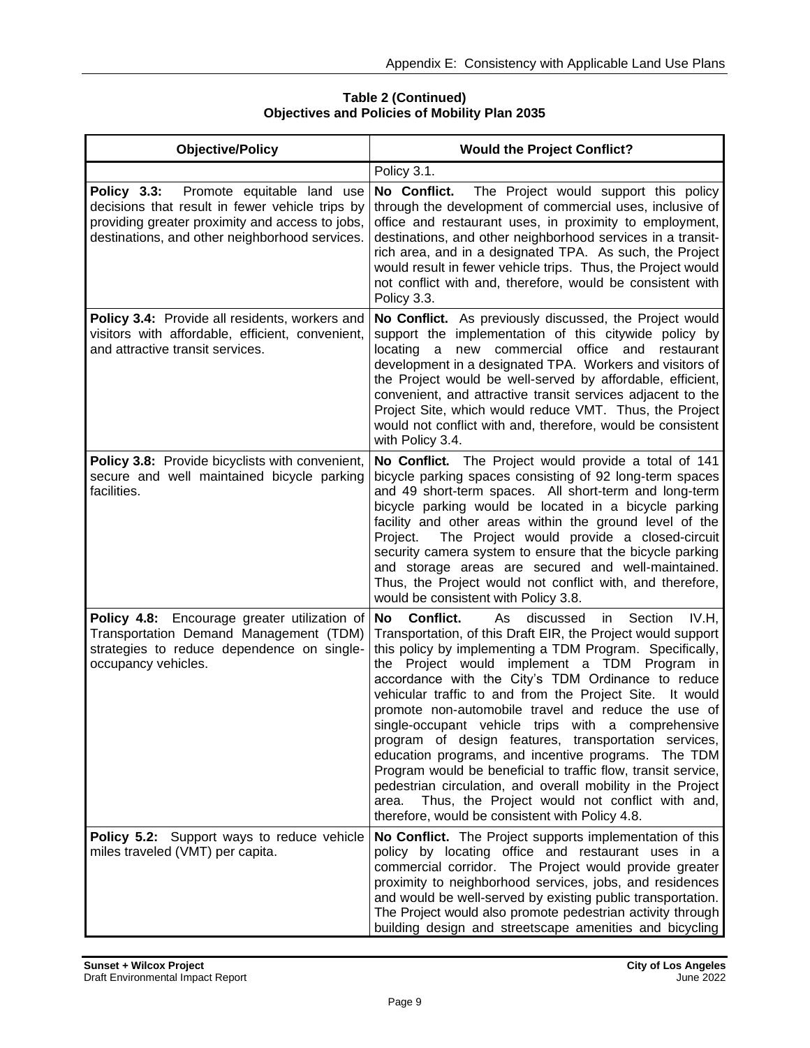**Table 2 (Continued)**
**Objectives and Policies of Mobility Plan 2035**

| Objective/Policy | Would the Project Conflict? |
|---|---|
| | Policy 3.1. |
| **Policy 3.3:** Promote equitable land use decisions that result in fewer vehicle trips by providing greater proximity and access to jobs, destinations, and other neighborhood services. | **No Conflict.** The Project would support this policy through the development of commercial uses, inclusive of office and restaurant uses, in proximity to employment, destinations, and other neighborhood services in a transit-rich area, and in a designated TPA. As such, the Project would result in fewer vehicle trips. Thus, the Project would not conflict with and, therefore, would be consistent with Policy 3.3. |
| **Policy 3.4:** Provide all residents, workers and visitors with affordable, efficient, convenient, and attractive transit services. | **No Conflict.** As previously discussed, the Project would support the implementation of this citywide policy by locating a new commercial office and restaurant development in a designated TPA. Workers and visitors of the Project would be well-served by affordable, efficient, convenient, and attractive transit services adjacent to the Project Site, which would reduce VMT. Thus, the Project would not conflict with and, therefore, would be consistent with Policy 3.4. |
| **Policy 3.8:** Provide bicyclists with convenient, secure and well maintained bicycle parking facilities. | **No Conflict.** The Project would provide a total of 141 bicycle parking spaces consisting of 92 long-term spaces and 49 short-term spaces. All short-term and long-term bicycle parking would be located in a bicycle parking facility and other areas within the ground level of the Project. The Project would provide a closed-circuit security camera system to ensure that the bicycle parking and storage areas are secured and well-maintained. Thus, the Project would not conflict with, and therefore, would be consistent with Policy 3.8. |
| **Policy 4.8:** Encourage greater utilization of Transportation Demand Management (TDM) strategies to reduce dependence on single-occupancy vehicles. | **No Conflict.** As discussed in Section IV.H, Transportation, of this Draft EIR, the Project would support this policy by implementing a TDM Program. Specifically, the Project would implement a TDM Program in accordance with the City's TDM Ordinance to reduce vehicular traffic to and from the Project Site. It would promote non-automobile travel and reduce the use of single-occupant vehicle trips with a comprehensive program of design features, transportation services, education programs, and incentive programs. The TDM Program would be beneficial to traffic flow, transit service, pedestrian circulation, and overall mobility in the Project area. Thus, the Project would not conflict with and, therefore, would be consistent with Policy 4.8. |
| **Policy 5.2:** Support ways to reduce vehicle miles traveled (VMT) per capita. | **No Conflict.** The Project supports implementation of this policy by locating office and restaurant uses in a commercial corridor. The Project would provide greater proximity to neighborhood services, jobs, and residences and would be well-served by existing public transportation. The Project would also promote pedestrian activity through building design and streetscape amenities and bicycling |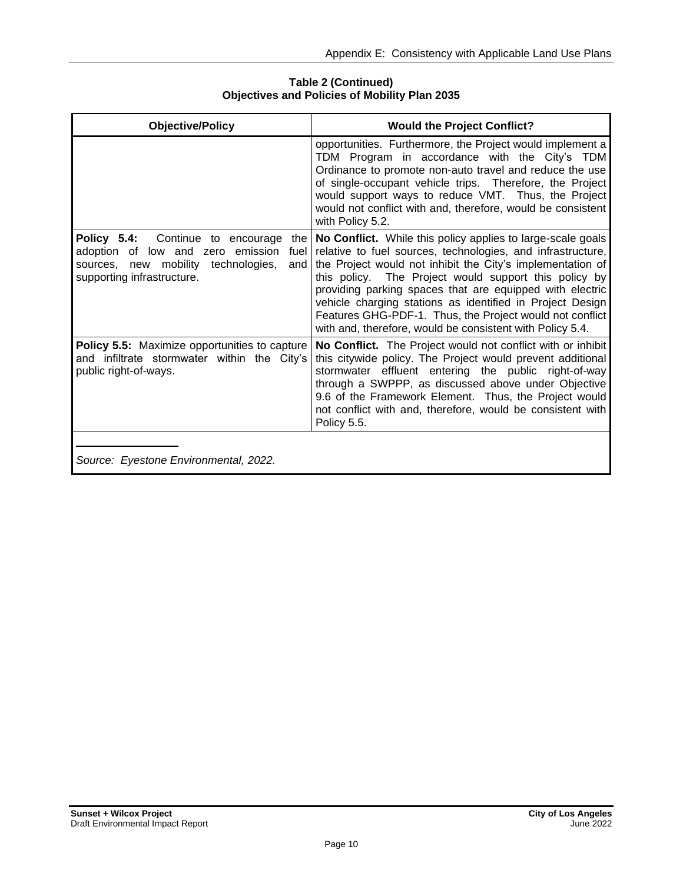**Table 2 (Continued)**
**Objectives and Policies of Mobility Plan 2035**

| Objective/Policy | Would the Project Conflict? |
| --- | --- |
| | opportunities. Furthermore, the Project would implement a TDM Program in accordance with the City's TDM Ordinance to promote non-auto travel and reduce the use of single-occupant vehicle trips. Therefore, the Project would support ways to reduce VMT. Thus, the Project would not conflict with and, therefore, would be consistent with Policy 5.2. |
| **Policy 5.4:** Continue to encourage the adoption of low and zero emission fuel sources, new mobility technologies, and supporting infrastructure. | **No Conflict.** While this policy applies to large-scale goals relative to fuel sources, technologies, and infrastructure, the Project would not inhibit the City's implementation of this policy. The Project would support this policy by providing parking spaces that are equipped with electric vehicle charging stations as identified in Project Design Features GHG-PDF-1. Thus, the Project would not conflict with and, therefore, would be consistent with Policy 5.4. |
| **Policy 5.5:** Maximize opportunities to capture and infiltrate stormwater within the City's public right-of-ways. | **No Conflict.** The Project would not conflict with or inhibit this citywide policy. The Project would prevent additional stormwater effluent entering the public right-of-way through a SWPPP, as discussed above under Objective 9.6 of the Framework Element. Thus, the Project would not conflict with and, therefore, would be consistent with Policy 5.5. |

*Source: Eyestone Environmental, 2022.*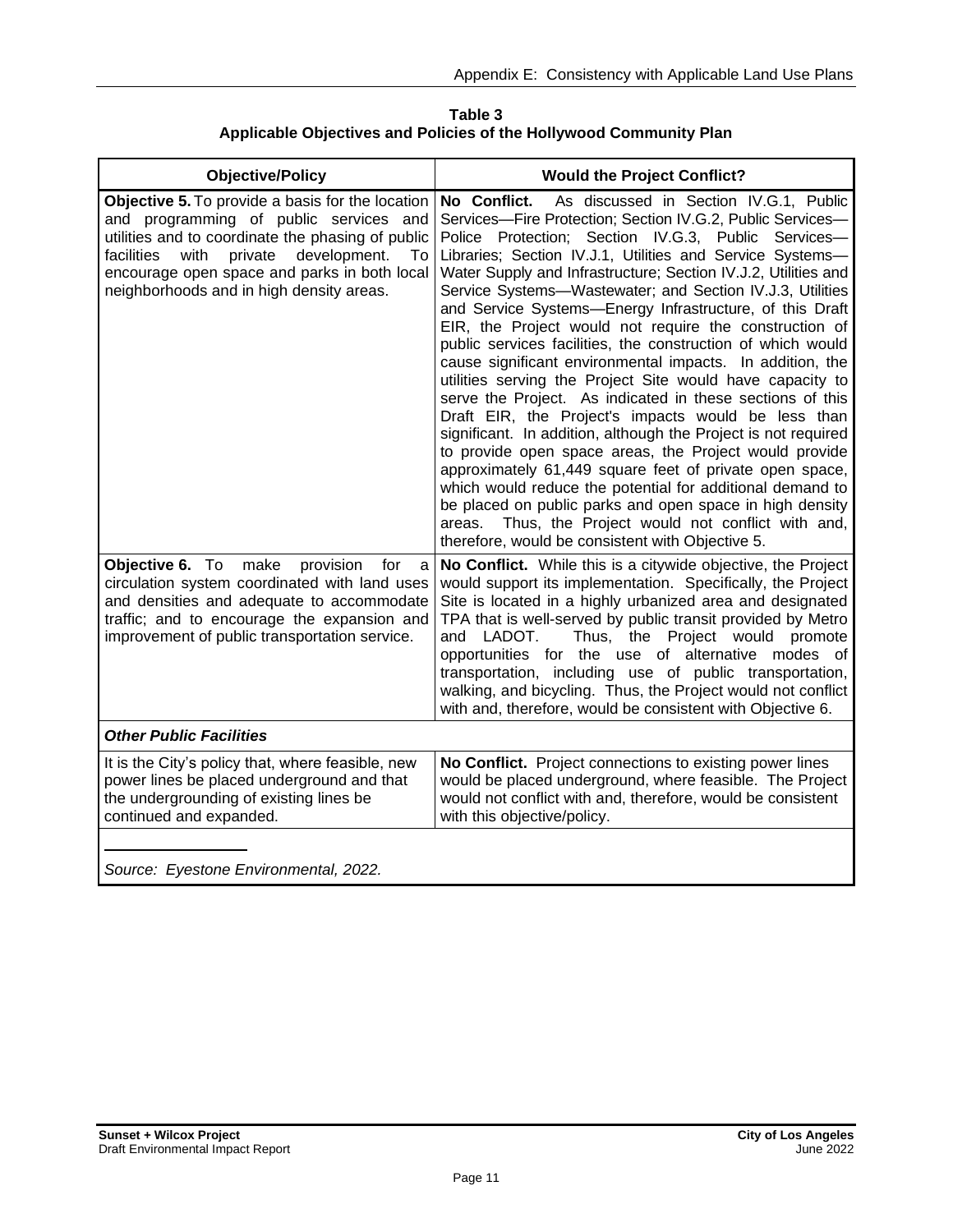**Table 3**
**Applicable Objectives and Policies of the Hollywood Community Plan**

| Objective/Policy | Would the Project Conflict? |
| --- | --- |
| **Objective 5.** To provide a basis for the location and programming of public services and utilities and to coordinate the phasing of public facilities with private development. To encourage open space and parks in both local neighborhoods and in high density areas. | **No Conflict.** As discussed in Section IV.G.1, Public Services—Fire Protection; Section IV.G.2, Public Services—Police Protection; Section IV.G.3, Public Services—Libraries; Section IV.J.1, Utilities and Service Systems—Water Supply and Infrastructure; Section IV.J.2, Utilities and Service Systems—Wastewater; and Section IV.J.3, Utilities and Service Systems—Energy Infrastructure, of this Draft EIR, the Project would not require the construction of public services facilities, the construction of which would cause significant environmental impacts. In addition, the utilities serving the Project Site would have capacity to serve the Project. As indicated in these sections of this Draft EIR, the Project's impacts would be less than significant. In addition, although the Project is not required to provide open space areas, the Project would provide approximately 61,449 square feet of private open space, which would reduce the potential for additional demand to be placed on public parks and open space in high density areas. Thus, the Project would not conflict with and, therefore, would be consistent with Objective 5. |
| **Objective 6.** To make provision for a circulation system coordinated with land uses and densities and adequate to accommodate traffic; and to encourage the expansion and improvement of public transportation service. | **No Conflict.** While this is a citywide objective, the Project would support its implementation. Specifically, the Project Site is located in a highly urbanized area and designated TPA that is well-served by public transit provided by Metro and LADOT. Thus, the Project would promote opportunities for the use of alternative modes of transportation, including use of public transportation, walking, and bicycling. Thus, the Project would not conflict with and, therefore, would be consistent with Objective 6. |
| ***Other Public Facilities*** | |
| It is the City's policy that, where feasible, new power lines be placed underground and that the undergrounding of existing lines be continued and expanded. | **No Conflict.** Project connections to existing power lines would be placed underground, where feasible. The Project would not conflict with and, therefore, would be consistent with this objective/policy. |

*Source: Eyestone Environmental, 2022.*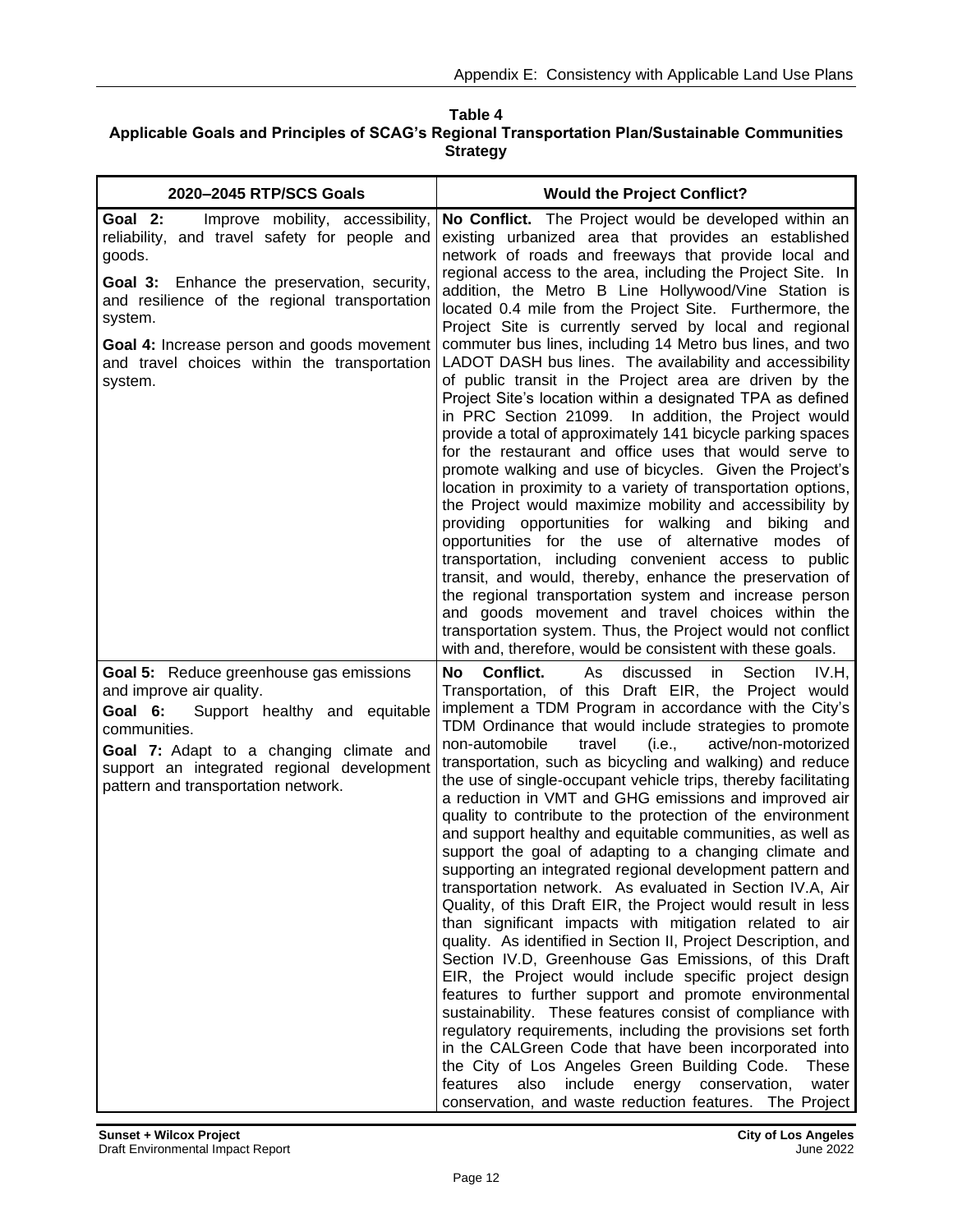**Table 4**
**Applicable Goals and Principles of SCAG's Regional Transportation Plan/Sustainable Communities Strategy**

| 2020–2045 RTP/SCS Goals | Would the Project Conflict? |
|---|---|
| **Goal 2:** Improve mobility, accessibility, reliability, and travel safety for people and goods.<br><br>**Goal 3:** Enhance the preservation, security, and resilience of the regional transportation system.<br><br>**Goal 4:** Increase person and goods movement and travel choices within the transportation system. | **No Conflict.** The Project would be developed within an existing urbanized area that provides an established network of roads and freeways that provide local and regional access to the area, including the Project Site. In addition, the Metro B Line Hollywood/Vine Station is located 0.4 mile from the Project Site. Furthermore, the Project Site is currently served by local and regional commuter bus lines, including 14 Metro bus lines, and two LADOT DASH bus lines. The availability and accessibility of public transit in the Project area are driven by the Project Site's location within a designated TPA as defined in PRC Section 21099. In addition, the Project would provide a total of approximately 141 bicycle parking spaces for the restaurant and office uses that would serve to promote walking and use of bicycles. Given the Project's location in proximity to a variety of transportation options, the Project would maximize mobility and accessibility by providing opportunities for walking and biking and opportunities for the use of alternative modes of transportation, including convenient access to public transit, and would, thereby, enhance the preservation of the regional transportation system and increase person and goods movement and travel choices within the transportation system. Thus, the Project would not conflict with and, therefore, would be consistent with these goals. |
| **Goal 5:** Reduce greenhouse gas emissions and improve air quality.<br>**Goal 6:** Support healthy and equitable communities.<br>**Goal 7:** Adapt to a changing climate and support an integrated regional development pattern and transportation network. | **No Conflict.** As discussed in Section IV.H, Transportation, of this Draft EIR, the Project would implement a TDM Program in accordance with the City's TDM Ordinance that would include strategies to promote non-automobile travel (i.e., active/non-motorized transportation, such as bicycling and walking) and reduce the use of single-occupant vehicle trips, thereby facilitating a reduction in VMT and GHG emissions and improved air quality to contribute to the protection of the environment and support healthy and equitable communities, as well as support the goal of adapting to a changing climate and supporting an integrated regional development pattern and transportation network. As evaluated in Section IV.A, Air Quality, of this Draft EIR, the Project would result in less than significant impacts with mitigation related to air quality. As identified in Section II, Project Description, and Section IV.D, Greenhouse Gas Emissions, of this Draft EIR, the Project would include specific project design features to further support and promote environmental sustainability. These features consist of compliance with regulatory requirements, including the provisions set forth in the CALGreen Code that have been incorporated into the City of Los Angeles Green Building Code. These features also include energy conservation, water conservation, and waste reduction features. The Project |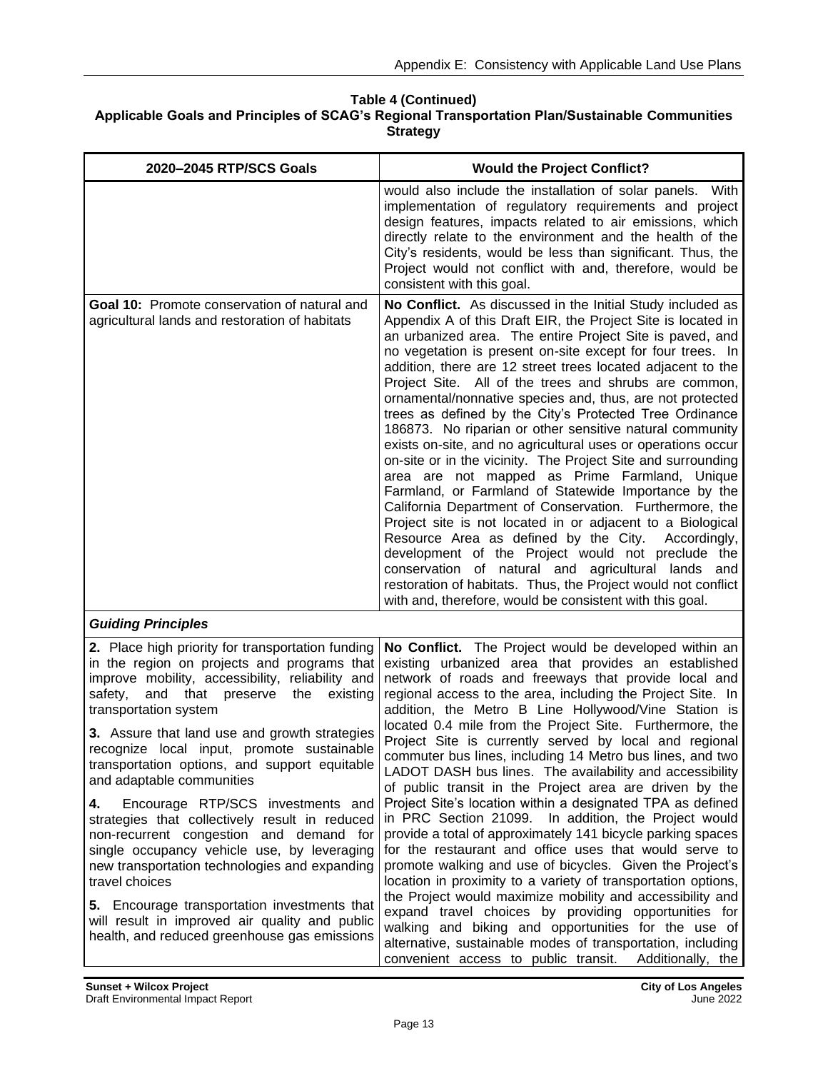**Table 4 (Continued)**
**Applicable Goals and Principles of SCAG's Regional Transportation Plan/Sustainable Communities Strategy**

| 2020–2045 RTP/SCS Goals | Would the Project Conflict? |
|---|---|
| | would also include the installation of solar panels. With implementation of regulatory requirements and project design features, impacts related to air emissions, which directly relate to the environment and the health of the City's residents, would be less than significant. Thus, the Project would not conflict with and, therefore, would be consistent with this goal. |
| **Goal 10:** Promote conservation of natural and agricultural lands and restoration of habitats | **No Conflict.** As discussed in the Initial Study included as Appendix A of this Draft EIR, the Project Site is located in an urbanized area. The entire Project Site is paved, and no vegetation is present on-site except for four trees. In addition, there are 12 street trees located adjacent to the Project Site. All of the trees and shrubs are common, ornamental/nonnative species and, thus, are not protected trees as defined by the City's Protected Tree Ordinance 186873. No riparian or other sensitive natural community exists on-site, and no agricultural uses or operations occur on-site or in the vicinity. The Project Site and surrounding area are not mapped as Prime Farmland, Unique Farmland, or Farmland of Statewide Importance by the California Department of Conservation. Furthermore, the Project site is not located in or adjacent to a Biological Resource Area as defined by the City. Accordingly, development of the Project would not preclude the conservation of natural and agricultural lands and restoration of habitats. Thus, the Project would not conflict with and, therefore, would be consistent with this goal. |
| ***Guiding Principles*** | |
| **2.** Place high priority for transportation funding in the region on projects and programs that improve mobility, accessibility, reliability and safety, and that preserve the existing transportation system<br><br>**3.** Assure that land use and growth strategies recognize local input, promote sustainable transportation options, and support equitable and adaptable communities<br><br>**4.** Encourage RTP/SCS investments and strategies that collectively result in reduced non-recurrent congestion and demand for single occupancy vehicle use, by leveraging new transportation technologies and expanding travel choices<br><br>**5.** Encourage transportation investments that will result in improved air quality and public health, and reduced greenhouse gas emissions | **No Conflict.** The Project would be developed within an existing urbanized area that provides an established network of roads and freeways that provide local and regional access to the area, including the Project Site. In addition, the Metro B Line Hollywood/Vine Station is located 0.4 mile from the Project Site. Furthermore, the Project Site is currently served by local and regional commuter bus lines, including 14 Metro bus lines, and two LADOT DASH bus lines. The availability and accessibility of public transit in the Project area are driven by the Project Site's location within a designated TPA as defined in PRC Section 21099. In addition, the Project would provide a total of approximately 141 bicycle parking spaces for the restaurant and office uses that would serve to promote walking and use of bicycles. Given the Project's location in proximity to a variety of transportation options, the Project would maximize mobility and accessibility and expand travel choices by providing opportunities for walking and biking and opportunities for the use of alternative, sustainable modes of transportation, including convenient access to public transit. Additionally, the |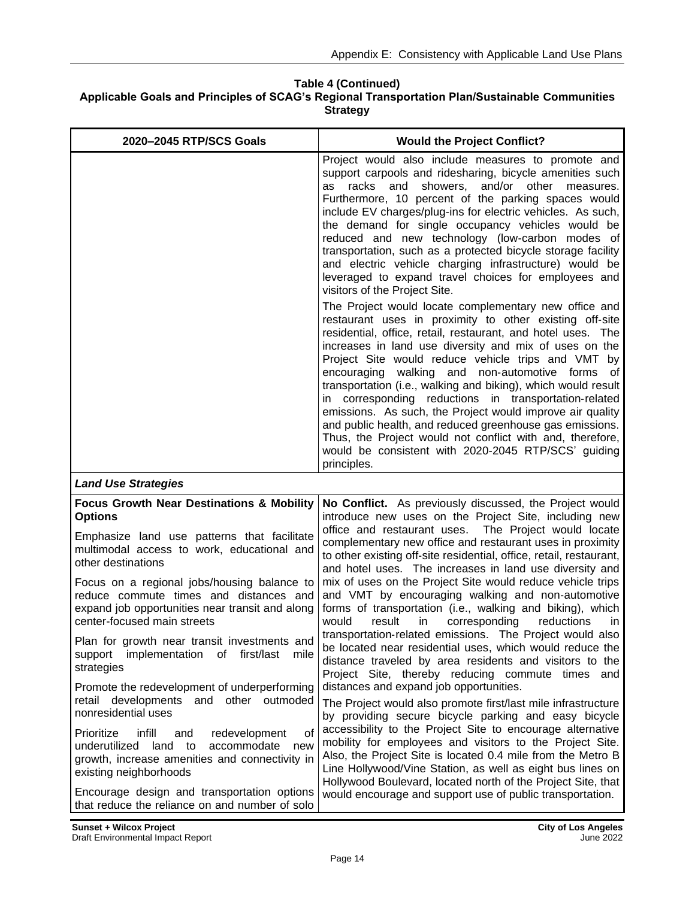**Table 4 (Continued)**
**Applicable Goals and Principles of SCAG's Regional Transportation Plan/Sustainable Communities Strategy**

| 2020–2045 RTP/SCS Goals | Would the Project Conflict? |
|---|---|
| | Project would also include measures to promote and support carpools and ridesharing, bicycle amenities such as racks and showers, and/or other measures. Furthermore, 10 percent of the parking spaces would include EV charges/plug-ins for electric vehicles. As such, the demand for single occupancy vehicles would be reduced and new technology (low-carbon modes of transportation, such as a protected bicycle storage facility and electric vehicle charging infrastructure) would be leveraged to expand travel choices for employees and visitors of the Project Site.<br><br>The Project would locate complementary new office and restaurant uses in proximity to other existing off-site residential, office, retail, restaurant, and hotel uses. The increases in land use diversity and mix of uses on the Project Site would reduce vehicle trips and VMT by encouraging walking and non-automotive forms of transportation (i.e., walking and biking), which would result in corresponding reductions in transportation-related emissions. As such, the Project would improve air quality and public health, and reduced greenhouse gas emissions. Thus, the Project would not conflict with and, therefore, would be consistent with 2020-2045 RTP/SCS' guiding principles. |
| ***Land Use Strategies*** | |
| **Focus Growth Near Destinations & Mobility Options**<br><br>Emphasize land use patterns that facilitate multimodal access to work, educational and other destinations<br><br>Focus on a regional jobs/housing balance to reduce commute times and distances and expand job opportunities near transit and along center-focused main streets<br><br>Plan for growth near transit investments and support implementation of first/last mile strategies<br><br>Promote the redevelopment of underperforming retail developments and other outmoded nonresidential uses<br><br>Prioritize infill and redevelopment of underutilized land to accommodate new growth, increase amenities and connectivity in existing neighborhoods<br><br>Encourage design and transportation options that reduce the reliance on and number of solo | **No Conflict.** As previously discussed, the Project would introduce new uses on the Project Site, including new office and restaurant uses. The Project would locate complementary new office and restaurant uses in proximity to other existing off-site residential, office, retail, restaurant, and hotel uses. The increases in land use diversity and mix of uses on the Project Site would reduce vehicle trips and VMT by encouraging walking and non-automotive forms of transportation (i.e., walking and biking), which would result in corresponding reductions in transportation-related emissions. The Project would also be located near residential uses, which would reduce the distance traveled by area residents and visitors to the Project Site, thereby reducing commute times and distances and expand job opportunities.<br><br>The Project would also promote first/last mile infrastructure by providing secure bicycle parking and easy bicycle accessibility to the Project Site to encourage alternative mobility for employees and visitors to the Project Site. Also, the Project Site is located 0.4 mile from the Metro B Line Hollywood/Vine Station, as well as eight bus lines on Hollywood Boulevard, located north of the Project Site, that would encourage and support use of public transportation. |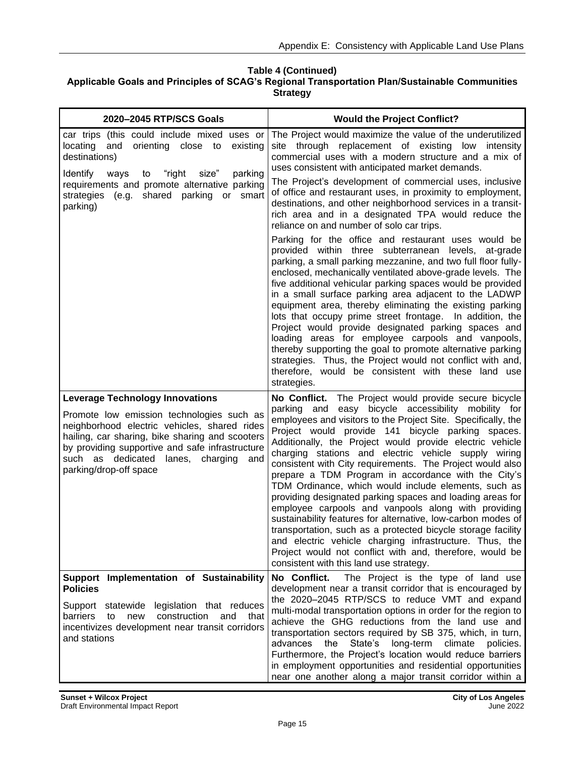**Table 4 (Continued)**
**Applicable Goals and Principles of SCAG's Regional Transportation Plan/Sustainable Communities Strategy**

| 2020–2045 RTP/SCS Goals | Would the Project Conflict? |
|---|---|
| car trips (this could include mixed uses or locating and orienting close to existing destinations)<br><br>Identify ways to "right size" parking requirements and promote alternative parking strategies (e.g. shared parking or smart parking) | The Project would maximize the value of the underutilized site through replacement of existing low intensity commercial uses with a modern structure and a mix of uses consistent with anticipated market demands.<br><br>The Project's development of commercial uses, inclusive of office and restaurant uses, in proximity to employment, destinations, and other neighborhood services in a transit-rich area and in a designated TPA would reduce the reliance on and number of solo car trips.<br><br>Parking for the office and restaurant uses would be provided within three subterranean levels, at-grade parking, a small parking mezzanine, and two full floor fully-enclosed, mechanically ventilated above-grade levels. The five additional vehicular parking spaces would be provided in a small surface parking area adjacent to the LADWP equipment area, thereby eliminating the existing parking lots that occupy prime street frontage. In addition, the Project would provide designated parking spaces and loading areas for employee carpools and vanpools, thereby supporting the goal to promote alternative parking strategies. Thus, the Project would not conflict with and, therefore, would be consistent with these land use strategies. |
| **Leverage Technology Innovations**<br><br>Promote low emission technologies such as neighborhood electric vehicles, shared rides hailing, car sharing, bike sharing and scooters by providing supportive and safe infrastructure such as dedicated lanes, charging and parking/drop-off space | **No Conflict.** The Project would provide secure bicycle parking and easy bicycle accessibility mobility for employees and visitors to the Project Site. Specifically, the Project would provide 141 bicycle parking spaces. Additionally, the Project would provide electric vehicle charging stations and electric vehicle supply wiring consistent with City requirements. The Project would also prepare a TDM Program in accordance with the City's TDM Ordinance, which would include elements, such as providing designated parking spaces and loading areas for employee carpools and vanpools along with providing sustainability features for alternative, low-carbon modes of transportation, such as a protected bicycle storage facility and electric vehicle charging infrastructure. Thus, the Project would not conflict with and, therefore, would be consistent with this land use strategy. |
| **Support Implementation of Sustainability Policies**<br><br>Support statewide legislation that reduces barriers to new construction and that incentivizes development near transit corridors and stations | **No Conflict.** The Project is the type of land use development near a transit corridor that is encouraged by the 2020–2045 RTP/SCS to reduce VMT and expand multi-modal transportation options in order for the region to achieve the GHG reductions from the land use and transportation sectors required by SB 375, which, in turn, advances the State's long-term climate policies. Furthermore, the Project's location would reduce barriers in employment opportunities and residential opportunities near one another along a major transit corridor within a |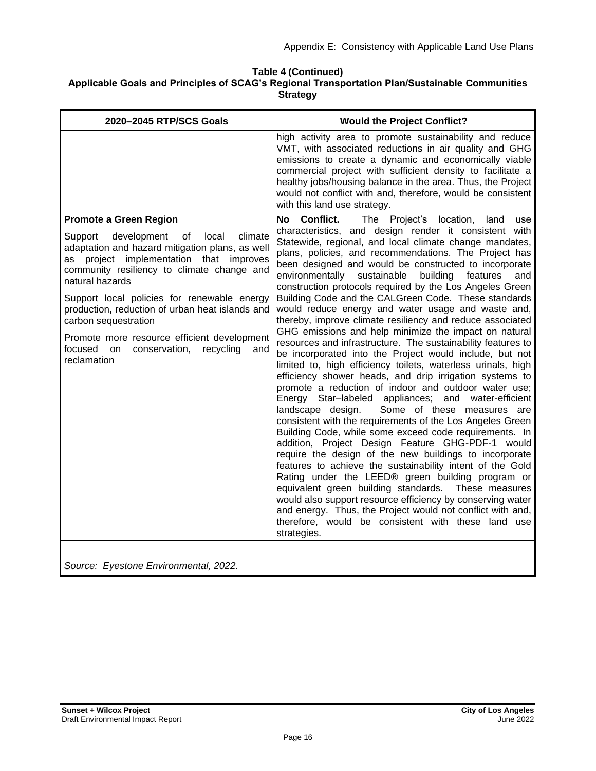**Table 4 (Continued)**
**Applicable Goals and Principles of SCAG's Regional Transportation Plan/Sustainable Communities Strategy**

| 2020–2045 RTP/SCS Goals | Would the Project Conflict? |
|---|---|
| | high activity area to promote sustainability and reduce VMT, with associated reductions in air quality and GHG emissions to create a dynamic and economically viable commercial project with sufficient density to facilitate a healthy jobs/housing balance in the area. Thus, the Project would not conflict with and, therefore, would be consistent with this land use strategy. |
| **Promote a Green Region**<br><br>Support development of local climate adaptation and hazard mitigation plans, as well as project implementation that improves community resiliency to climate change and natural hazards<br><br>Support local policies for renewable energy production, reduction of urban heat islands and carbon sequestration<br><br>Promote more resource efficient development focused on conservation, recycling and reclamation | **No Conflict.** The Project's location, land use characteristics, and design render it consistent with Statewide, regional, and local climate change mandates, plans, policies, and recommendations. The Project has been designed and would be constructed to incorporate environmentally sustainable building features and construction protocols required by the Los Angeles Green Building Code and the CALGreen Code. These standards would reduce energy and water usage and waste and, thereby, improve climate resiliency and reduce associated GHG emissions and help minimize the impact on natural resources and infrastructure. The sustainability features to be incorporated into the Project would include, but not limited to, high efficiency toilets, waterless urinals, high efficiency shower heads, and drip irrigation systems to promote a reduction of indoor and outdoor water use; Energy Star–labeled appliances; and water-efficient landscape design. Some of these measures are consistent with the requirements of the Los Angeles Green Building Code, while some exceed code requirements. In addition, Project Design Feature GHG-PDF-1 would require the design of the new buildings to incorporate features to achieve the sustainability intent of the Gold Rating under the LEED® green building program or equivalent green building standards. These measures would also support resource efficiency by conserving water and energy. Thus, the Project would not conflict with and, therefore, would be consistent with these land use strategies. |

*Source: Eyestone Environmental, 2022.*